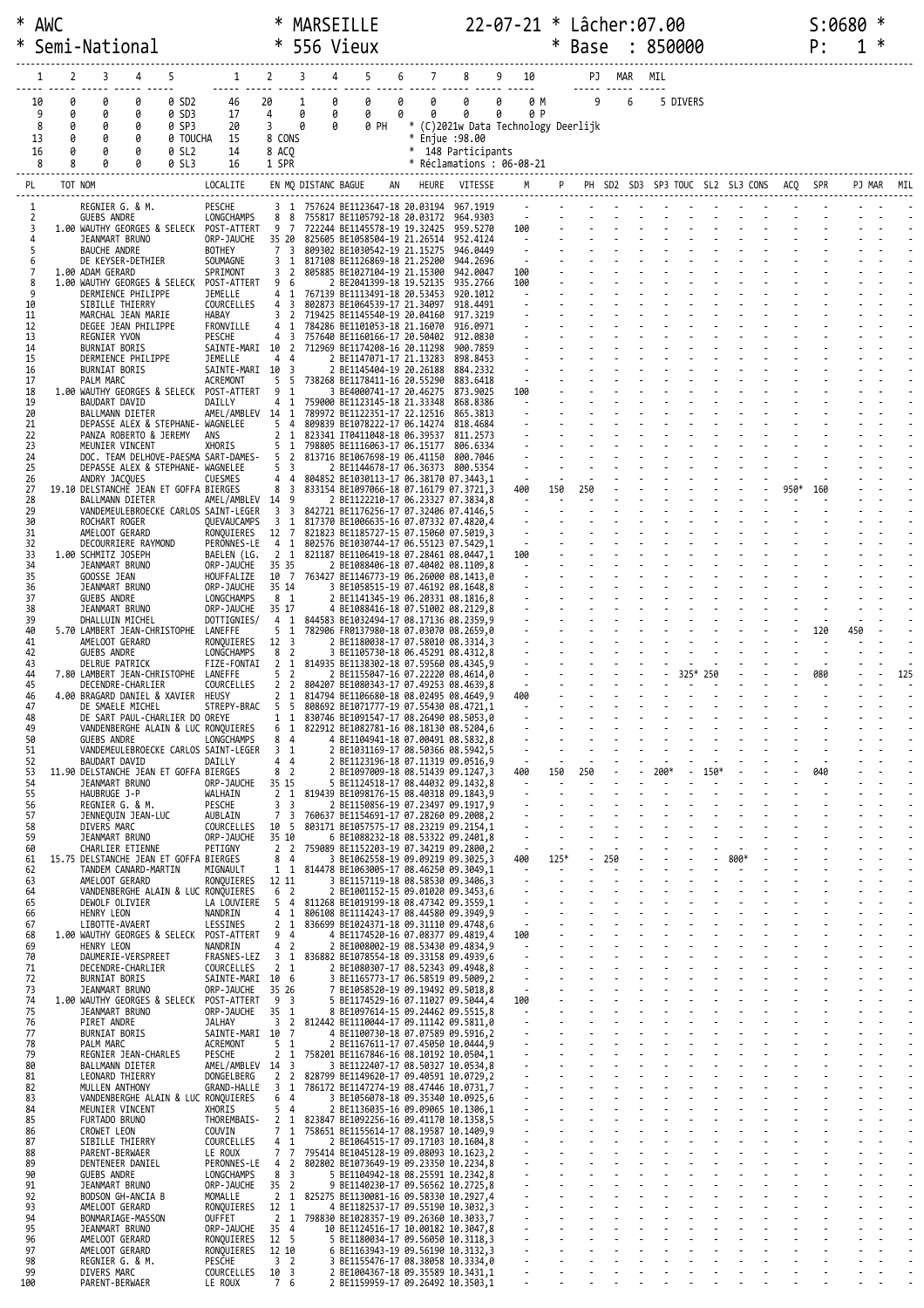```
* AWC                          * MARSEILLE        22-07-21 * Lâcher:07.00                    S:0680 *
* Semi-National                * 556 Vieux                 * Base  : 850000                  P:   1 *

   1     2     3     4     5          1     2     3     4     5     6     7     8     9    10          PJ   MAR   MIL

  10     0     0     0     0 SD2     46    20     1     0     0     0     0     0     0     0 M         9     6     5 DIVERS
   9     0     0     0     0 SD3     17     4     0     0     0     0     0     0     0     0 P
   8     0     0     0     0 SP3     20     3     0     0     0 PH     * (C)2021w Data Technology Deerlijk
  13     0     0     0     0 TOUCHA  15     8 CONS                      * Enjue :98.00
  16     0     0     0     0 SL2     14     8 ACQ                       *   148 Participants
   8     8     0     0     0 SL3     16     1 SPR                       * Réclamations : 06-08-21
```

| PL | TOT | NOM | LOCALITE | EN MQ | DISTANC | BAGUE AN | HEURE | VITESSE | M | P | PH | SD2 | SD3 | SP3 | TOUC | SL2 | SL3 | CONS | ACQ | SPR | PJ | MAR | MIL |
|---|---|---|---|---|---|---|---|---|---|---|---|---|---|---|---|---|---|---|---|---|---|---|---|
| 1 | | REGNIER G. & M. | PESCHE | 3 1 | 757624 | BE1123647-18 | 20.03194 | 967.1919 | - | - | - | - | - | - | - | - | - | - | - | - | - | - | - |
| 2 | | GUEBS ANDRE | LONGCHAMPS | 8 8 | 755817 | BE1105792-18 | 20.03172 | 964.9303 | - | - | - | - | - | - | - | - | - | - | - | - | - | - | - |
| 3 | 1.00 | WAUTHY GEORGES & SELECK | POST-ATTERT | 9 7 | 722244 | BE1145578-19 | 19.32425 | 959.5270 | 100 | - | - | - | - | - | - | - | - | - | - | - | - | - | - |
| 4 | | JEANMART BRUNO | ORP-JAUCHE | 35 20 | 825605 | BE1058504-19 | 21.26514 | 952.4124 | - | - | - | - | - | - | - | - | - | - | - | - | - | - | - |
| 5 | | BAUCHE ANDRE | BOTHEY | 7 3 | 809302 | BE1030542-19 | 21.15275 | 946.0449 | - | - | - | - | - | - | - | - | - | - | - | - | - | - | - |
| 6 | | DE KEYSER-DETHIER | SOUMAGNE | 3 1 | 817108 | BE1126869-18 | 21.25200 | 944.2696 | - | - | - | - | - | - | - | - | - | - | - | - | - | - | - |
| 7 | 1.00 | ADAM GERARD | SPRIMONT | 3 2 | 805885 | BE1027104-19 | 21.15300 | 942.0047 | 100 | - | - | - | - | - | - | - | - | - | - | - | - | - | - |
| 8 | 1.00 | WAUTHY GEORGES & SELECK | POST-ATTERT | 9 6 | 2 | BE2041399-18 | 19.52135 | 935.2766 | 100 | - | - | - | - | - | - | - | - | - | - | - | - | - | - |
| 9 | | DERMIENCE PHILIPPE | JEMELLE | 4 1 | 767139 | BE1113491-18 | 20.53453 | 920.1012 | - | - | - | - | - | - | - | - | - | - | - | - | - | - | - |
| 10 | | SIBILLE THIERRY | COURCELLES | 4 3 | 802873 | BE1064539-17 | 21.34097 | 918.4491 | - | - | - | - | - | - | - | - | - | - | - | - | - | - | - |
| 11 | | MARCHAL JEAN MARIE | HABAY | 3 2 | 719425 | BE1145540-19 | 20.04160 | 917.3219 | - | - | - | - | - | - | - | - | - | - | - | - | - | - | - |
| 12 | | DEGEE JEAN PHILIPPE | FRONVILLE | 4 1 | 784286 | BE1101053-18 | 21.16070 | 916.0971 | - | - | - | - | - | - | - | - | - | - | - | - | - | - | - |
| 13 | | REGNIER YVON | PESCHE | 4 3 | 757640 | BE1160166-17 | 20.50402 | 912.0830 | - | - | - | - | - | - | - | - | - | - | - | - | - | - | - |
| 14 | | BURNIAT BORIS | SAINTE-MARI | 10 2 | 712969 | BE1174208-16 | 20.11298 | 900.7859 | - | - | - | - | - | - | - | - | - | - | - | - | - | - | - |
| 15 | | DERMIENCE PHILIPPE | JEMELLE | 4 4 | 2 | BE1147071-17 | 21.13283 | 898.8453 | - | - | - | - | - | - | - | - | - | - | - | - | - | - | - |
| 16 | | BURNIAT BORIS | SAINTE-MARI | 10 3 | 2 | BE1145404-19 | 20.26188 | 884.2332 | - | - | - | - | - | - | - | - | - | - | - | - | - | - | - |
| 17 | | PALM MARC | ACREMONT | 5 5 | 738268 | BE1178411-16 | 20.55290 | 883.6418 | - | - | - | - | - | - | - | - | - | - | - | - | - | - | - |
| 18 | 1.00 | WAUTHY GEORGES & SELECK | POST-ATTERT | 9 1 | 3 | BE4000741-17 | 20.46275 | 873.9025 | 100 | - | - | - | - | - | - | - | - | - | - | - | - | - | - |
| 19 | | BAUDART DAVID | DAILLY | 4 1 | 759000 | BE1123145-18 | 21.33348 | 868.8386 | - | - | - | - | - | - | - | - | - | - | - | - | - | - | - |
| 20 | | BALLMANN DIETER | AMEL/AMBLEV | 14 1 | 789972 | BE1122351-17 | 22.12516 | 865.3813 | - | - | - | - | - | - | - | - | - | - | - | - | - | - | - |
| 21 | | DEPASSE ALEX & STEPHANE- | WAGNELEE | 5 4 | 809839 | BE1078222-17 | 06.14274 | 818.4684 | - | - | - | - | - | - | - | - | - | - | - | - | - | - | - |
| 22 | | PANZA ROBERTO & JEREMY | ANS | 2 1 | 823341 | IT0411048-18 | 06.39537 | 811.2573 | - | - | - | - | - | - | - | - | - | - | - | - | - | - | - |
| 23 | | MEUNIER VINCENT | XHORIS | 5 1 | 798805 | BE1116063-17 | 06.15177 | 806.6334 | - | - | - | - | - | - | - | - | - | - | - | - | - | - | - |
| 24 | | DOC. TEAM DELHOVE-PAESMA | SART-DAMES- | 5 2 | 813716 | BE1067698-19 | 06.41150 | 800.7046 | - | - | - | - | - | - | - | - | - | - | - | - | - | - | - |
| 25 | | DEPASSE ALEX & STEPHANE- | WAGNELEE | 5 3 | 2 | BE1144678-17 | 06.36373 | 800.5354 | - | - | - | - | - | - | - | - | - | - | - | - | - | - | - |
| 26 | | ANDRY JACQUES | CUESMES | 4 4 | 804852 | BE1030113-17 | 06.38170 | 07.3443,1 | - | - | - | - | - | - | - | - | - | - | - | - | - | - | - |
| 27 | 19.10 | DELSTANCHE JEAN ET GOFFA | BIERGES | 8 3 | 833154 | BE1097066-18 | 07.16179 | 07.3721,3 | 400 | 150 | 250 | - | - | - | - | - | - | - | 950* | 160 | - | - | - |
| 28 | | BALLMANN DIETER | AMEL/AMBLEV | 14 9 | 2 | BE1122210-17 | 06.23327 | 07.3834,8 | - | - | - | - | - | - | - | - | - | - | - | - | - | - | - |
| 29 | | VANDEMEULEBROECKE CARLOS | SAINT-LEGER | 3 3 | 842721 | BE1176256-17 | 07.32406 | 07.4146,5 | - | - | - | - | - | - | - | - | - | - | - | - | - | - | - |
| 30 | | ROCHART ROGER | QUEVAUCAMPS | 3 1 | 817370 | BE1006635-16 | 07.07332 | 07.4820,4 | - | - | - | - | - | - | - | - | - | - | - | - | - | - | - |
| 31 | | AMELOOT GERARD | RONQUIERES | 12 7 | 821823 | BE1185727-15 | 07.15060 | 07.5019,3 | - | - | - | - | - | - | - | - | - | - | - | - | - | - | - |
| 32 | | DECOURRIERE RAYMOND | PERONNES-LE | 4 1 | 802576 | BE1030744-17 | 06.55123 | 07.5429,1 | - | - | - | - | - | - | - | - | - | - | - | - | - | - | - |
| 33 | 1.00 | SCHMITZ JOSEPH | BAELEN (LG. | 2 1 | 821187 | BE1106419-18 | 07.28461 | 08.0447,1 | 100 | - | - | - | - | - | - | - | - | - | - | - | - | - | - |
| 34 | | JEANMART BRUNO | ORP-JAUCHE | 35 35 | 2 | BE1088406-18 | 07.40402 | 08.1109,8 | - | - | - | - | - | - | - | - | - | - | - | - | - | - | - |
| 35 | | GOOSSE JEAN | HOUFFALIZE | 10 7 | 763427 | BE1146773-19 | 06.26000 | 08.1413,0 | - | - | - | - | - | - | - | - | - | - | - | - | - | - | - |
| 36 | | JEANMART BRUNO | ORP-JAUCHE | 35 14 | 3 | BE1058515-19 | 07.46192 | 08.1648,3 | - | - | - | - | - | - | - | - | - | - | - | - | - | - | - |
| 37 | | GUEBS ANDRE | LONGCHAMPS | 8 1 | 2 | BE1141345-19 | 06.20331 | 08.1816,8 | - | - | - | - | - | - | - | - | - | - | - | - | - | - | - |
| 38 | | JEANMART BRUNO | ORP-JAUCHE | 35 17 | 4 | BE1088416-18 | 07.51002 | 08.2129,8 | - | - | - | - | - | - | - | - | - | - | - | - | - | - | - |
| 39 | | DHALLUIN MICHEL | DOTTIGNIES/ | 4 1 | 844583 | BE1032494-17 | 08.17136 | 08.2359,9 | - | - | - | - | - | - | - | - | - | - | - | - | - | - | - |
| 40 | 5.70 | LAMBERT JEAN-CHRISTOPHE | LANEFFE | 5 1 | 782906 | FR0137980-18 | 07.03070 | 08.2659,0 | - | - | - | - | - | - | - | - | - | - | - | 120 | 450 | - | - |
| 41 | | AMELOOT GERARD | RONQUIERES | 12 3 | 2 | BE1180038-17 | 07.58010 | 08.3314,3 | - | - | - | - | - | - | - | - | - | - | - | - | - | - | - |
| 42 | | GUEBS ANDRE | LONGCHAMPS | 8 2 | 3 | BE1105730-18 | 06.45291 | 08.4312,8 | - | - | - | - | - | - | - | - | - | - | - | - | - | - | - |
| 43 | | DELRUE PATRICK | FIZE-FONTAI | 2 1 | 814935 | BE1138302-18 | 07.59560 | 08.4345,9 | - | - | - | - | - | - | - | - | - | - | - | - | - | - | - |
| 44 | 7.80 | LAMBERT JEAN-CHRISTOPHE | LANEFFE | 5 2 | 2 | BE1155047-16 | 07.22220 | 08.4614,0 | - | - | - | - | - | 325* | 250 | - | - | - | - | 080 | - | - | 125 |
| 45 | | DECENDRE-CHARLIER | COURCELLES | 2 2 | 804207 | BE1080343-17 | 07.49253 | 08.4639,8 | - | - | - | - | - | - | - | - | - | - | - | - | - | - | - |
| 46 | 4.00 | BRAGARD DANIEL & XAVIER | HEUSY | 2 1 | 814794 | BE1106680-18 | 08.02495 | 08.4649,9 | 400 | - | - | - | - | - | - | - | - | - | - | - | - | - | - |
| 47 | | DE SMAELE MICHEL | STREPY-BRAC | 5 5 | 808692 | BE1071777-19 | 07.55430 | 08.4721,1 | - | - | - | - | - | - | - | - | - | - | - | - | - | - | - |
| 48 | | DE SART PAUL-CHARLIER DO | OREYE | 1 1 | 830746 | BE1091547-17 | 08.26490 | 08.5053,0 | - | - | - | - | - | - | - | - | - | - | - | - | - | - | - |
| 49 | | VANDENBERGHE ALAIN & LUC | RONQUIERES | 6 1 | 822912 | BE1082781-16 | 08.18130 | 08.5204,6 | - | - | - | - | - | - | - | - | - | - | - | - | - | - | - |
| 50 | | GUEBS ANDRE | LONGCHAMPS | 8 4 | 4 | BE1104941-18 | 07.00491 | 08.5832,8 | - | - | - | - | - | - | - | - | - | - | - | - | - | - | - |
| 51 | | VANDEMEULEBROECKE CARLOS | SAINT-LEGER | 3 1 | 2 | BE1031169-17 | 08.50366 | 08.5942,5 | - | - | - | - | - | - | - | - | - | - | - | - | - | - | - |
| 52 | | BAUDART DAVID | DAILLY | 4 4 | 2 | BE1123196-18 | 07.11319 | 09.0516,9 | - | - | - | - | - | - | - | - | - | - | - | - | - | - | - |
| 53 | 11.90 | DELSTANCHE JEAN ET GOFFA | BIERGES | 8 2 | 2 | BE1097009-18 | 08.51439 | 09.1247,3 | 400 | 150 | 250 | - | - | 200* | - | 150* | - | - | - | 040 | - | - | - |
| 54 | | JEANMART BRUNO | ORP-JAUCHE | 35 15 | 5 | BE1124518-17 | 08.44032 | 09.1432,8 | - | - | - | - | - | - | - | - | - | - | - | - | - | - | - |
| 55 | | HAUBRUGE J-P | WALHAIN | 2 1 | 819439 | BE1098176-15 | 08.40318 | 09.1843,9 | - | - | - | - | - | - | - | - | - | - | - | - | - | - | - |
| 56 | | REGNIER G. & M. | PESCHE | 3 3 | 2 | BE1150856-19 | 07.23497 | 09.1917,9 | - | - | - | - | - | - | - | - | - | - | - | - | - | - | - |
| 57 | | JENNEQUIN JEAN-LUC | AUBLAIN | 7 3 | 760637 | BE1154691-17 | 07.28260 | 09.2008,2 | - | - | - | - | - | - | - | - | - | - | - | - | - | - | - |
| 58 | | DIVERS MARC | COURCELLES | 10 5 | 803171 | BE1057575-17 | 08.23219 | 09.2154,1 | - | - | - | - | - | - | - | - | - | - | - | - | - | - | - |
| 59 | | JEANMART BRUNO | ORP-JAUCHE | 35 10 | 6 | BE1088232-18 | 08.53322 | 09.2401,8 | - | - | - | - | - | - | - | - | - | - | - | - | - | - | - |
| 60 | | CHARLIER ETIENNE | PETIGNY | 2 2 | 759089 | BE1152203-19 | 07.34219 | 09.2800,2 | - | - | - | - | - | - | - | - | - | - | - | - | - | - | - |
| 61 | 15.75 | DELSTANCHE JEAN ET GOFFA | BIERGES | 8 4 | 3 | BE1062558-19 | 09.09219 | 09.3025,3 | 400 | 125* | - | 250 | - | - | - | - | 800* | - | - | - | - | - | - |
| 62 | | TANDEM CANARD-MARTIN | MIGNAULT | 1 1 | 814478 | BE1063005-17 | 08.46250 | 09.3049,1 | - | - | - | - | - | - | - | - | - | - | - | - | - | - | - |
| 63 | | AMELOOT GERARD | RONQUIERES | 12 11 | 3 | BE1157119-18 | 08.58530 | 09.3406,3 | - | - | - | - | - | - | - | - | - | - | - | - | - | - | - |
| 64 | | VANDENBERGHE ALAIN & LUC | RONQUIERES | 6 2 | 2 | BE1001152-15 | 09.01020 | 09.3453,6 | - | - | - | - | - | - | - | - | - | - | - | - | - | - | - |
| 65 | | DEWOLF OLIVIER | LA LOUVIERE | 5 4 | 811268 | BE1019199-18 | 08.47342 | 09.3559,1 | - | - | - | - | - | - | - | - | - | - | - | - | - | - | - |
| 66 | | HENRY LEON | NANDRIN | 4 1 | 806108 | BE1114243-17 | 08.44580 | 09.3949,9 | - | - | - | - | - | - | - | - | - | - | - | - | - | - | - |
| 67 | | LIBOTTE-AVAERT | LESSINES | 2 1 | 836699 | BE1024371-18 | 09.31110 | 09.4748,6 | - | - | - | - | - | - | - | - | - | - | - | - | - | - | - |
| 68 | 1.00 | WAUTHY GEORGES & SELECK | POST-ATTERT | 9 4 | 4 | BE1174520-16 | 07.08377 | 09.4819,4 | 100 | - | - | - | - | - | - | - | - | - | - | - | - | - | - |
| 69 | | HENRY LEON | NANDRIN | 4 2 | 2 | BE1008002-19 | 08.53430 | 09.4834,9 | - | - | - | - | - | - | - | - | - | - | - | - | - | - | - |
| 70 | | DAUMERIE-VERSPREET | FRASNES-LEZ | 3 1 | 836882 | BE1078554-18 | 09.33158 | 09.4939,6 | - | - | - | - | - | - | - | - | - | - | - | - | - | - | - |
| 71 | | DECENDRE-CHARLIER | COURCELLES | 2 1 | 2 | BE1080307-17 | 08.52343 | 09.4948,8 | - | - | - | - | - | - | - | - | - | - | - | - | - | - | - |
| 72 | | BURNIAT BORIS | SAINTE-MARI | 10 6 | 3 | BE1165773-16 | 06.58519 | 09.5009,2 | - | - | - | - | - | - | - | - | - | - | - | - | - | - | - |
| 73 | | JEANMART BRUNO | ORP-JAUCHE | 35 26 | 7 | BE1058520-19 | 09.19492 | 09.5018,8 | - | - | - | - | - | - | - | - | - | - | - | - | - | - | - |
| 74 | 1.00 | WAUTHY GEORGES & SELECK | POST-ATTERT | 9 3 | 5 | BE1174529-16 | 07.11027 | 09.5044,4 | 100 | - | - | - | - | - | - | - | - | - | - | - | - | - | - |
| 75 | | JEANMART BRUNO | ORP-JAUCHE | 35 1 | 8 | BE1097614-15 | 09.24462 | 09.5515,8 | - | - | - | - | - | - | - | - | - | - | - | - | - | - | - |
| 76 | | PIRET ANDRE | JALHAY | 3 2 | 812442 | BE1110044-17 | 09.11142 | 09.5811,0 | - | - | - | - | - | - | - | - | - | - | - | - | - | - | - |
| 77 | | BURNIAT BORIS | SAINTE-MARI | 10 7 | 4 | BE1100730-18 | 07.07589 | 09.5916,2 | - | - | - | - | - | - | - | - | - | - | - | - | - | - | - |
| 78 | | PALM MARC | ACREMONT | 5 1 | 2 | BE1167611-17 | 07.45050 | 10.0444,9 | - | - | - | - | - | - | - | - | - | - | - | - | - | - | - |
| 79 | | REGNIER JEAN-CHARLES | PESCHE | 2 1 | 758201 | BE1167846-16 | 08.10192 | 10.0504,1 | - | - | - | - | - | - | - | - | - | - | - | - | - | - | - |
| 80 | | BALLMANN DIETER | AMEL/AMBLEV | 14 3 | 3 | BE1122407-17 | 08.50327 | 10.0534,8 | - | - | - | - | - | - | - | - | - | - | - | - | - | - | - |
| 81 | | LEONARD THIERRY | DONGELBERG | 2 2 | 828799 | BE1149620-17 | 09.40591 | 10.0729,2 | - | - | - | - | - | - | - | - | - | - | - | - | - | - | - |
| 82 | | MULLEN ANTHONY | GRAND-HALLE | 3 1 | 786172 | BE1147274-19 | 08.47446 | 10.0731,7 | - | - | - | - | - | - | - | - | - | - | - | - | - | - | - |
| 83 | | VANDENBERGHE ALAIN & LUC | RONQUIERES | 6 4 | 3 | BE1056078-19 | 09.35340 | 10.0925,6 | - | - | - | - | - | - | - | - | - | - | - | - | - | - | - |
| 84 | | MEUNIER VINCENT | XHORIS | 5 4 | 2 | BE1136035-16 | 09.09065 | 10.1306,1 | - | - | - | - | - | - | - | - | - | - | - | - | - | - | - |
| 85 | | FURTADO BRUNO | THOREMBAIS- | 2 1 | 823847 | BE1092256-16 | 09.41170 | 10.1358,5 | - | - | - | - | - | - | - | - | - | - | - | - | - | - | - |
| 86 | | CROWET LEON | COUVIN | 7 1 | 758651 | BE1155614-17 | 08.19587 | 10.1409,9 | - | - | - | - | - | - | - | - | - | - | - | - | - | - | - |
| 87 | | SIBILLE THIERRY | COURCELLES | 4 1 | 2 | BE1064515-17 | 09.17103 | 10.1604,8 | - | - | - | - | - | - | - | - | - | - | - | - | - | - | - |
| 88 | | PARENT-BERWAER | LE ROUX | 7 7 | 795414 | BE1045128-19 | 09.08093 | 10.1623,2 | - | - | - | - | - | - | - | - | - | - | - | - | - | - | - |
| 89 | | DENTENEER DANIEL | PERONNES-LE | 4 2 | 802802 | BE1073649-19 | 09.23350 | 10.2234,8 | - | - | - | - | - | - | - | - | - | - | - | - | - | - | - |
| 90 | | GUEBS ANDRE | LONGCHAMPS | 8 3 | 5 | BE1104942-18 | 08.25591 | 10.2342,8 | - | - | - | - | - | - | - | - | - | - | - | - | - | - | - |
| 91 | | JEANMART BRUNO | ORP-JAUCHE | 35 2 | 9 | BE1140230-17 | 09.56562 | 10.2725,8 | - | - | - | - | - | - | - | - | - | - | - | - | - | - | - |
| 92 | | BODSON GH-ANCIA B | MOMALLE | 2 1 | 825275 | BE1130081-16 | 09.58330 | 10.2927,4 | - | - | - | - | - | - | - | - | - | - | - | - | - | - | - |
| 93 | | AMELOOT GERARD | RONQUIERES | 12 1 | 4 | BE1182537-17 | 09.55190 | 10.3032,3 | - | - | - | - | - | - | - | - | - | - | - | - | - | - | - |
| 94 | | BONMARIAGE-MASSON | OUFFET | 2 1 | 798830 | BE1028357-19 | 09.26360 | 10.3033,7 | - | - | - | - | - | - | - | - | - | - | - | - | - | - | - |
| 95 | | JEANMART BRUNO | ORP-JAUCHE | 35 4 | 10 | BE1124516-17 | 10.00182 | 10.3047,8 | - | - | - | - | - | - | - | - | - | - | - | - | - | - | - |
| 96 | | AMELOOT GERARD | RONQUIERES | 12 5 | 5 | BE1180034-17 | 09.56050 | 10.3118,3 | - | - | - | - | - | - | - | - | - | - | - | - | - | - | - |
| 97 | | AMELOOT GERARD | RONQUIERES | 12 10 | 6 | BE1163943-19 | 09.56190 | 10.3132,3 | - | - | - | - | - | - | - | - | - | - | - | - | - | - | - |
| 98 | | REGNIER G. & M. | PESCHE | 3 2 | 3 | BE1155476-17 | 08.38058 | 10.3334,0 | - | - | - | - | - | - | - | - | - | - | - | - | - | - | - |
| 99 | | DIVERS MARC | COURCELLES | 10 3 | 2 | BE1004367-18 | 09.35589 | 10.3431,1 | - | - | - | - | - | - | - | - | - | - | - | - | - | - | - |
| 100 | | PARENT-BERWAER | LE ROUX | 7 6 | 2 | BE1159959-17 | 09.26492 | 10.3503,1 | - | - | - | - | - | - | - | - | - | - | - | - | - | - | - |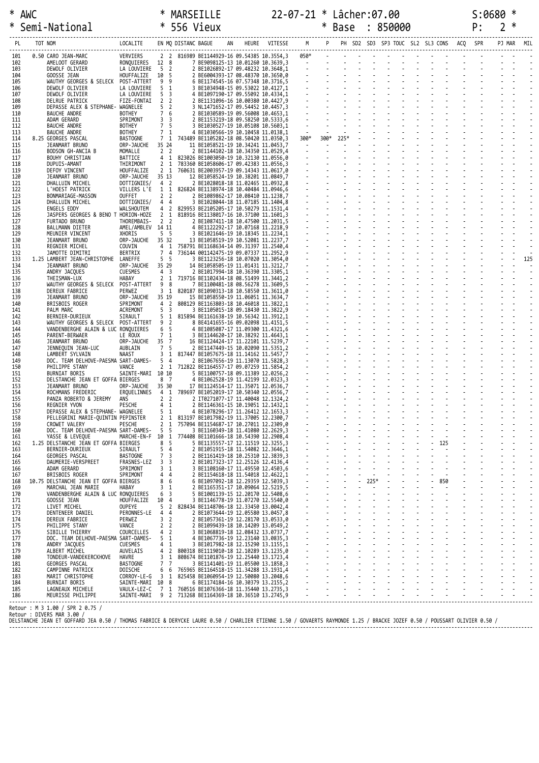\* AWC \* MARSEILLE 22-07-21 \* Lâcher:07.00 S:0680 \*
\* Semi-National \* 556 Vieux \* Base : 850000 P: 2 \*

| PL | TOT | NOM | LOCALITE | EN | MQ | DISTANC | BAGUE | AN | HEURE | VITESSE | M | P | PH | SD2 | SD3 | SP3 | TOUC | SL2 | SL3 | CONS | ACQ | SPR | PJ | MAR | MIL |
|---|---|---|---|---|---|---|---|---|---|---|---|---|---|---|---|---|---|---|---|---|---|---|---|---|---|
| 101 | 0.50 | CARO JEAN-MARC | VERVIERS | 2 | 2 | 816989 | BE1144929 | 16 | 09.54385 | 10.3554,3 | 050* | | | | | | | | | | | | | | |
| 102 | | AMELOOT GERARD | RONQUIERES | 12 | 8 | | 7 BE9098125 | 13 | 10.01260 | 10.3639,3 | | | | | | | | | | | | | | | |
| 103 | | DEWOLF OLIVIER | LA LOUVIERE | 5 | 2 | | 2 BE1026892 | 17 | 09.48232 | 10.3648,1 | | | | | | | | | | | | | | | |
| 104 | | GOOSSE JEAN | HOUFFALIZE | 10 | 5 | | 2 BE6004393 | 17 | 08.48370 | 10.3650,0 | | | | | | | | | | | | | | | |
| 105 | | WAUTHY GEORGES & SELECK | POST-ATTERT | 9 | 9 | | 6 BE1174545 | 16 | 07.57348 | 10.3716,5 | | | | | | | | | | | | | | | |
| 106 | | DEWOLF OLIVIER | LA LOUVIERE | 5 | 1 | | 3 BE1034948 | 15 | 09.53022 | 10.4127,1 | | | | | | | | | | | | | | | |
| 107 | | DEWOLF OLIVIER | LA LOUVIERE | 5 | 3 | | 4 BE1097190 | 17 | 09.55092 | 10.4334,1 | | | | | | | | | | | | | | | |
| 108 | | DELRUE PATRICK | FIZE-FONTAI | 2 | 2 | | 2 BE1131096 | 16 | 10.00380 | 10.4427,9 | | | | | | | | | | | | | | | |
| 109 | | DEPASSE ALEX & STEPHANE- | WAGNELEE | 5 | 2 | | 3 NL1471652 | 17 | 09.54452 | 10.4457,3 | | | | | | | | | | | | | | | |
| 110 | | BAUCHE ANDRE | BOTHEY | 7 | 6 | | 2 BE1030589 | 19 | 09.56008 | 10.4653,1 | | | | | | | | | | | | | | | |
| 111 | | ADAM GERARD | SPRIMONT | 3 | 3 | | 2 BE1153219 | 18 | 09.58250 | 10.5333,6 | | | | | | | | | | | | | | | |
| 112 | | BAUCHE ANDRE | BOTHEY | 7 | 5 | | 3 BE1030527 | 19 | 10.05108 | 10.5603,1 | | | | | | | | | | | | | | | |
| 113 | | BAUCHE ANDRE | BOTHEY | 7 | 1 | | 4 BE1030566 | 19 | 10.10458 | 11.0138,1 | | | | | | | | | | | | | | | |
| 114 | 8.25 | GEORGES PASCAL | BASTOGNE | 7 | 1 | 743489 | BE1105282 | 18 | 08.50420 | 11.0350,3 | 300* | 300* | 225* | | | | | | | | | | | | |
| 115 | | JEANMART BRUNO | ORP-JAUCHE | 35 | 24 | | 11 BE1058521 | 19 | 10.34241 | 11.0453,7 | | | | | | | | | | | | | | | |
| 116 | | BODSON GH-ANCIA B | MOMALLE | 2 | 2 | | 2 BE1144102 | 18 | 10.34350 | 11.0529,4 | | | | | | | | | | | | | | | |
| 117 | | BOUHY CHRISTIAN | BATTICE | 4 | 1 | 823026 | BE1003050 | 19 | 10.32130 | 11.0556,0 | | | | | | | | | | | | | | | |
| 118 | | DUPUIS-AMANT | THIRIMONT | 2 | 1 | 783360 | BE1058606 | 17 | 09.42383 | 11.0556,3 | | | | | | | | | | | | | | | |
| 119 | | DEFOY VINCENT | HOUFFALIZE | 2 | 1 | 760631 | BE2003957 | 19 | 09.14343 | 11.0617,0 | | | | | | | | | | | | | | | |
| 120 | | JEANMART BRUNO | ORP-JAUCHE | 35 | 13 | | 12 BE1058524 | 19 | 10.38201 | 11.0849,7 | | | | | | | | | | | | | | | |
| 121 | | DHALLUIN MICHEL | DOTTIGNIES/ | 4 | 2 | | 2 BE1028018 | 18 | 11.02465 | 11.0932,8 | | | | | | | | | | | | | | | |
| 122 | | L'HOEST PATRICK | VILLERS L'E | 1 | 1 | 826824 | BE1138974 | 18 | 10.40484 | 11.0946,6 | | | | | | | | | | | | | | | |
| 123 | | BONMARIAGE-MASSON | OUFFET | 2 | 2 | | 2 BE1089862 | 17 | 10.08410 | 11.1238,7 | | | | | | | | | | | | | | | |
| 124 | | DHALLUIN MICHEL | DOTTIGNIES/ | 4 | 4 | | 3 BE1028044 | 18 | 11.07185 | 11.1404,8 | | | | | | | | | | | | | | | |
| 125 | | ENGELS EDDY | WALSHOUTEM | 4 | 2 | 829953 | BE2105205 | 17 | 10.50279 | 11.1531,4 | | | | | | | | | | | | | | | |
| 126 | | JASPERS GEORGES & BENO T | HORION-HOZE | 2 | 1 | 818916 | BE1138017 | 16 | 10.37100 | 11.1601,3 | | | | | | | | | | | | | | | |
| 127 | | FURTADO BRUNO | THOREMBAIS- | 2 | 2 | | 2 BE1087411 | 18 | 10.47500 | 11.2031,5 | | | | | | | | | | | | | | | |
| 128 | | BALLMANN DIETER | AMEL/AMBLEV | 14 | 11 | | 4 BE1122292 | 17 | 10.07168 | 11.2218,9 | | | | | | | | | | | | | | | |
| 129 | | MEUNIER VINCENT | XHORIS | 5 | 5 | | 3 BE1021646 | 19 | 10.18345 | 11.2234,1 | | | | | | | | | | | | | | | |
| 130 | | JEANMART BRUNO | ORP-JAUCHE | 35 | 32 | | 13 BE1058519 | 19 | 10.52081 | 11.2237,7 | | | | | | | | | | | | | | | |
| 131 | | REGNIER MICHEL | COUVIN | 4 | 1 | 758791 | BE1168634 | 14 | 09.31397 | 11.2540,4 | | | | | | | | | | | | | | | |
| 132 | | JAMOTTE DIMITRI | BERTRIX | 7 | 4 | 736144 | 001142475 | 19 | 09.07337 | 11.2952,9 | | | | | | | | | | | | | | | |
| 133 | 1.25 | LAMBERT JEAN-CHRISTOPHE | LANEFFE | 5 | 5 | | 3 BE1123256 | 18 | 10.07020 | 11.3054,0 | | | | | | | | | | | | | | | 125 |
| 134 | | JEANMART BRUNO | ORP-JAUCHE | 35 | 29 | | 14 BE1058505 | 19 | 11.01431 | 11.3212,7 | | | | | | | | | | | | | | | |
| 135 | | ANDRY JACQUES | CUESMES | 4 | 3 | | 2 BE1017994 | 18 | 10.36390 | 11.3305,1 | | | | | | | | | | | | | | | |
| 136 | | THEISMAN-LUX | HABAY | 2 | 1 | 719716 | BE1102434 | 18 | 08.51499 | 11.3441,2 | | | | | | | | | | | | | | | |
| 137 | | WAUTHY GEORGES & SELECK | POST-ATTERT | 9 | 8 | | 7 BE1100481 | 18 | 08.56278 | 11.3609,5 | | | | | | | | | | | | | | | |
| 138 | | DEREUX FABRICE | PERWEZ | 3 | 1 | 820187 | BE1090313 | 18 | 10.58550 | 11.3611,0 | | | | | | | | | | | | | | | |
| 139 | | JEANMART BRUNO | ORP-JAUCHE | 35 | 19 | | 15 BE1058550 | 19 | 11.06051 | 11.3634,7 | | | | | | | | | | | | | | | |
| 140 | | BRISBOIS ROGER | SPRIMONT | 4 | 2 | 808129 | BE1163803 | 18 | 10.46018 | 11.3822,1 | | | | | | | | | | | | | | | |
| 141 | | PALM MARC | ACREMONT | 5 | 3 | | 3 BE1105015 | 18 | 09.18430 | 11.3822,9 | | | | | | | | | | | | | | | |
| 142 | | BERNIER-DURIEUX | SIRAULT | 5 | 1 | 815894 | BE1161638 | 19 | 10.56342 | 11.3912,1 | | | | | | | | | | | | | | | |
| 143 | | WAUTHY GEORGES & SELECK | POST-ATTERT | 9 | 2 | | 8 BE4141655 | 16 | 09.02098 | 11.4151,5 | | | | | | | | | | | | | | | |
| 144 | | VANDENBERGHE ALAIN & LUC | RONQUIERES | 6 | 5 | | 4 BE1085087 | 17 | 11.09300 | 11.4321,6 | | | | | | | | | | | | | | | |
| 145 | | PARENT-BERWAER | LE ROUX | 7 | 1 | | 3 BE1144620 | 17 | 10.38292 | 11.4643,1 | | | | | | | | | | | | | | | |
| 146 | | JEANMART BRUNO | ORP-JAUCHE | 35 | 7 | | 16 BE1124424 | 17 | 11.22101 | 11.5239,7 | | | | | | | | | | | | | | | |
| 147 | | JENNEQUIN JEAN-LUC | AUBLAIN | 7 | 5 | | 2 BE1147449 | 15 | 10.02090 | 11.5351,2 | | | | | | | | | | | | | | | |
| 148 | | LAMBERT SYLVAIN | NAAST | 3 | 1 | 817447 | BE1057675 | 18 | 11.14162 | 11.5457,7 | | | | | | | | | | | | | | | |
| 149 | | DOC. TEAM DELHOVE-PAESMA | SART-DAMES- | 5 | 4 | | 2 BE1067656 | 19 | 11.13070 | 11.5828,3 | | | | | | | | | | | | | | | |
| 150 | | PHILIPPE STANY | VANCE | 2 | 1 | 712822 | BE1164557 | 17 | 09.07259 | 11.5854,2 | | | | | | | | | | | | | | | |
| 151 | | BURNIAT BORIS | SAINTE-MARI | 10 | 10 | | 5 BE1100757 | 18 | 09.11389 | 12.0256,2 | | | | | | | | | | | | | | | |
| 152 | | DELSTANCHE JEAN ET GOFFA | BIERGES | 8 | 7 | | 4 BE1062528 | 19 | 11.42199 | 12.0323,3 | | | | | | | | | | | | | | | |
| 153 | | JEANMART BRUNO | ORP-JAUCHE | 35 | 30 | | 17 BE1124514 | 17 | 11.35071 | 12.0536,7 | | | | | | | | | | | | | | | |
| 154 | | ROCHMANS FREDERIC | ERQUELINNES | 4 | 1 | 789697 | BE1052019 | 17 | 10.50340 | 12.0556,7 | | | | | | | | | | | | | | | |
| 155 | | PANZA ROBERTO & JEREMY | ANS | 2 | 2 | | 2 IT0271077 | 17 | 11.40048 | 12.1324,2 | | | | | | | | | | | | | | | |
| 156 | | REGNIER YVON | PESCHE | 4 | 1 | | 2 BE1146361 | 15 | 10.19051 | 12.1432,1 | | | | | | | | | | | | | | | |
| 157 | | DEPASSE ALEX & STEPHANE- | WAGNELEE | 5 | 1 | | 4 BE1078296 | 17 | 11.26412 | 12.1653,3 | | | | | | | | | | | | | | | |
| 158 | | PELLEGRINI MARIE-QUINTIN | PEPINSTER | 2 | 1 | 813197 | BE1017982 | 19 | 11.37005 | 12.2300,7 | | | | | | | | | | | | | | | |
| 159 | | CROWET VALERY | PESCHE | 2 | 1 | 757094 | BE1154687 | 17 | 10.27011 | 12.2309,0 | | | | | | | | | | | | | | | |
| 160 | | DOC. TEAM DELHOVE-PAESMA | SART-DAMES- | 5 | 5 | | 3 BE1160349 | 18 | 11.41080 | 12.2629,3 | | | | | | | | | | | | | | | |
| 161 | | YASSE & LEVEQUE | MARCHE-EN-F | 10 | 1 | 774408 | BE1101666 | 18 | 10.54390 | 12.2908,4 | | | | | | | | | | | | | | | |
| 162 | 1.25 | DELSTANCHE JEAN ET GOFFA | BIERGES | 8 | 5 | | 5 BE1135557 | 17 | 12.11519 | 12.3255,3 | | | | | | | | | | 125 | | | | | |
| 163 | | BERNIER-DURIEUX | SIRAULT | 5 | 4 | | 2 BE1051915 | 18 | 11.54082 | 12.3646,1 | | | | | | | | | | | | | | | |
| 164 | | GEORGES PASCAL | BASTOGNE | 7 | 3 | | 2 BE1161419 | 18 | 10.25310 | 12.3839,3 | | | | | | | | | | | | | | | |
| 165 | | DAUMERIE-VERSPREET | FRASNES-LEZ | 3 | 3 | | 2 BE1017323 | 17 | 12.25126 | 12.4136,4 | | | | | | | | | | | | | | | |
| 166 | | ADAM GERARD | SPRIMONT | 3 | 1 | | 3 BE1108160 | 17 | 11.49550 | 12.4503,6 | | | | | | | | | | | | | | | |
| 167 | | BRISBOIS ROGER | SPRIMONT | 4 | 4 | | 2 BE1154618 | 18 | 11.54018 | 12.4622,1 | | | | | | | | | | | | | | | |
| 168 | 10.75 | DELSTANCHE JEAN ET GOFFA | BIERGES | 8 | 6 | | 6 BE1097092 | 18 | 12.29359 | 12.5039,3 | | | | | 225* | | | | | 850 | | | | | |
| 169 | | MARCHAL JEAN MARIE | HABAY | 3 | 1 | | 2 BE1165351 | 17 | 10.09064 | 12.5219,5 | | | | | | | | | | | | | | | |
| 170 | | VANDENBERGHE ALAIN & LUC | RONQUIERES | 6 | 3 | | 5 BE1001139 | 15 | 12.20170 | 12.5408,6 | | | | | | | | | | | | | | | |
| 171 | | GOOSSE JEAN | HOUFFALIZE | 10 | 4 | | 3 BE1146778 | 19 | 11.07270 | 12.5540,0 | | | | | | | | | | | | | | | |
| 172 | | LIVET MICHEL | OUPEYE | 5 | 2 | 828434 | BE1148706 | 18 | 12.33450 | 13.0042,4 | | | | | | | | | | | | | | | |
| 173 | | DENTENEER DANIEL | PERONNES-LE | 4 | 4 | | 2 BE1073644 | 19 | 12.05580 | 13.0457,8 | | | | | | | | | | | | | | | |
| 174 | | DEREUX FABRICE | PERWEZ | 3 | 2 | | 2 BE1057361 | 19 | 12.28170 | 13.0533,0 | | | | | | | | | | | | | | | |
| 175 | | PHILIPPE STANY | VANCE | 2 | 2 | | 2 BE1099439 | 18 | 10.14209 | 13.0549,2 | | | | | | | | | | | | | | | |
| 176 | | SIBILLE THIERRY | COURCELLES | 4 | 2 | | 3 BE1068819 | 18 | 12.08432 | 13.0737,7 | | | | | | | | | | | | | | | |
| 177 | | DOC. TEAM DELHOVE-PAESMA | SART-DAMES- | 5 | 1 | | 4 BE1067736 | 19 | 12.23140 | 13.0835,3 | | | | | | | | | | | | | | | |
| 178 | | ANDRY JACQUES | CUESMES | 4 | 1 | | 3 BE1017982 | 18 | 12.15290 | 13.1155,1 | | | | | | | | | | | | | | | |
| 179 | | ALBERT MICHEL | AUVELAIS | 4 | 2 | 800318 | BE1119010 | 18 | 12.10289 | 13.1235,0 | | | | | | | | | | | | | | | |
| 180 | | TONDEUR-VANDEKERCKHOVE | HAVRE | 3 | 1 | 808674 | BE1101876 | 19 | 12.25440 | 13.1723,4 | | | | | | | | | | | | | | | |
| 181 | | GEORGES PASCAL | BASTOGNE | 7 | 7 | | 3 BE1141401 | 19 | 11.05500 | 13.1858,3 | | | | | | | | | | | | | | | |
| 182 | | CAMPINNE PATRICK | DOISCHE | 6 | 6 | 765965 | BE1164518 | 15 | 11.34288 | 13.1931,4 | | | | | | | | | | | | | | | |
| 183 | | MARIT CHRISTOPHE | CORROY-LE-G | 3 | 1 | 825458 | BE1060954 | 19 | 12.50080 | 13.2048,6 | | | | | | | | | | | | | | | |
| 184 | | BURNIAT BORIS | SAINTE-MARI | 10 | 8 | | 6 BE1174184 | 16 | 10.30379 | 13.2155,2 | | | | | | | | | | | | | | | |
| 185 | | LAGNEAUX MICHELE | VAULX-LEZ-C | 7 | 1 | 760516 | BE1076366 | 18 | 11.35440 | 13.2735,3 | | | | | | | | | | | | | | | |
| 186 | | MEURISSE PHILIPPE | SAINTE-MARI | 9 | 2 | 713268 | BE1164369 | 18 | 10.36510 | 13.2745,9 | | | | | | | | | | | | | | | |

Retour : M 3 1.00 / SPR 2 0.75 /
Retour : DIVERS MAR 3.00 /
DELSTANCHE JEAN ET GOFFARD JEA 0.50 / THOMAS FABRICE & DERYCKE LAURE 0.50 / CHARLIER ETIENNE 1.50 / GOVAERTS RAYMONDE 1.25 / BRACKE JOZEF 0.50 / POUSSART OLIVIER 0.50 /